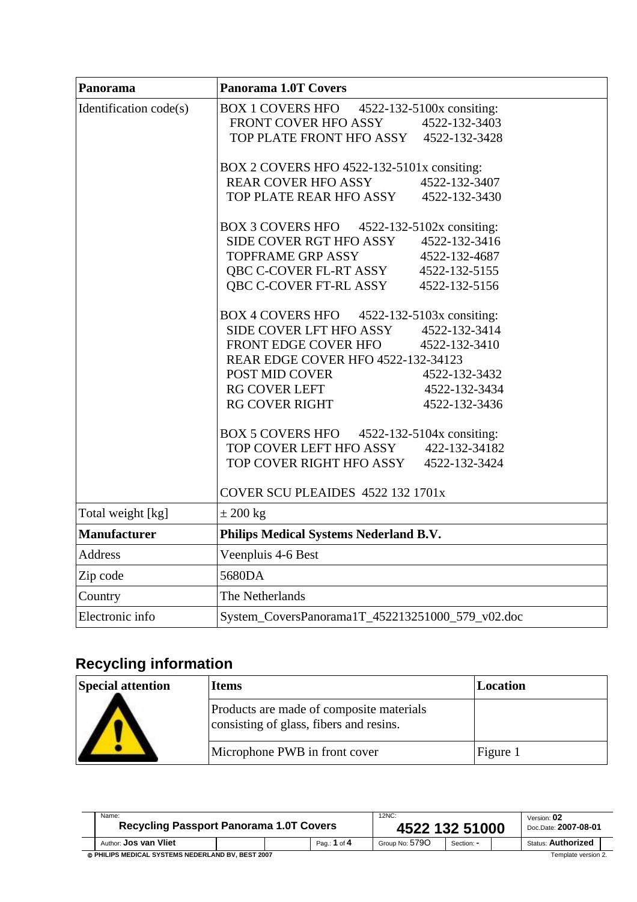| Panorama | Panorama 1.0T Covers |
|---|---|
| Identification code(s) | BOX 1 COVERS HFO 4522-132-5100x consiting:<br>FRONT COVER HFO ASSY 4522-132-3403<br>TOP PLATE FRONT HFO ASSY 4522-132-3428<br><br>BOX 2 COVERS HFO 4522-132-5101x consiting:<br>REAR COVER HFO ASSY 4522-132-3407<br>TOP PLATE REAR HFO ASSY 4522-132-3430<br><br>BOX 3 COVERS HFO 4522-132-5102x consiting:<br>SIDE COVER RGT HFO ASSY 4522-132-3416<br>TOPFRAME GRP ASSY 4522-132-4687<br>QBC C-COVER FL-RT ASSY 4522-132-5155<br>QBC C-COVER FT-RL ASSY 4522-132-5156<br><br>BOX 4 COVERS HFO 4522-132-5103x consiting:<br>SIDE COVER LFT HFO ASSY 4522-132-3414<br>FRONT EDGE COVER HFO 4522-132-3410<br>REAR EDGE COVER HFO 4522-132-34123<br>POST MID COVER 4522-132-3432<br>RG COVER LEFT 4522-132-3434<br>RG COVER RIGHT 4522-132-3436<br><br>BOX 5 COVERS HFO 4522-132-5104x consiting:<br>TOP COVER LEFT HFO ASSY 422-132-34182<br>TOP COVER RIGHT HFO ASSY 4522-132-3424<br><br>COVER SCU PLEAIDES 4522 132 1701x |
| Total weight [kg] | ± 200 kg |
| **Manufacturer** | **Philips Medical Systems Nederland B.V.** |
| Address | Veenpluis 4-6 Best |
| Zip code | 5680DA |
| Country | The Netherlands |
| Electronic info | System_CoversPanorama1T_452213251000_579_v02.doc |

## Recycling information

| Special attention | Items | Location |
|---|---|---|
| | Products are made of composite materials consisting of glass, fibers and resins. | |
| | Microphone PWB in front cover | Figure 1 |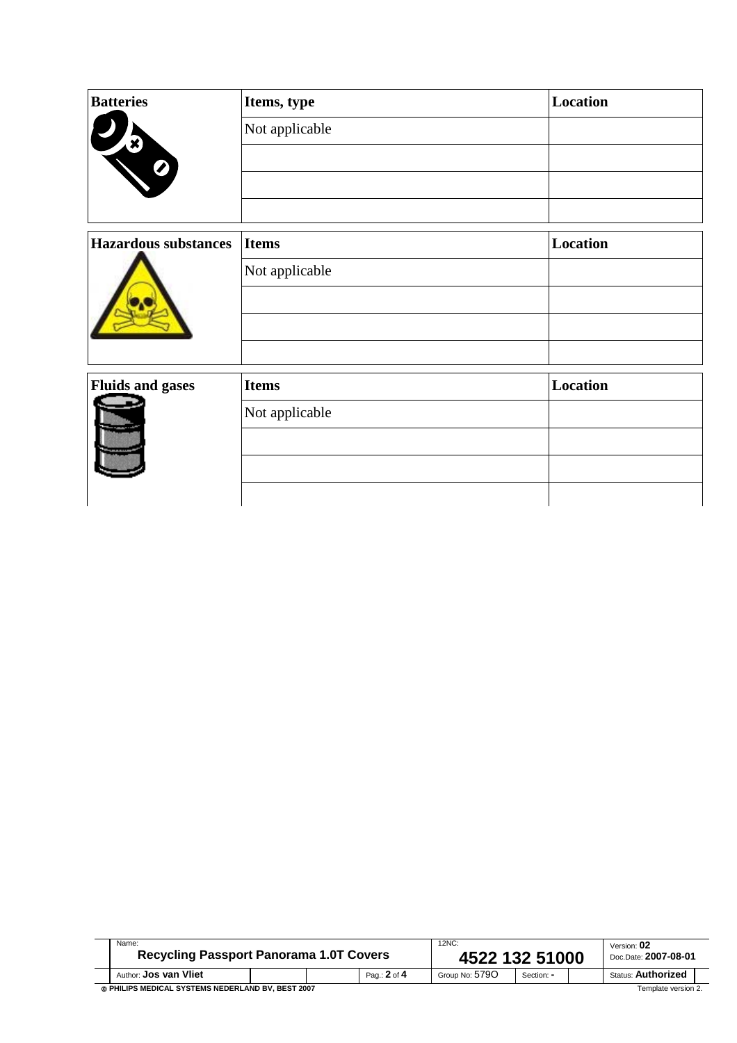| Batteries | Items, type | Location |
| --- | --- | --- |
| | Not applicable | |
| | | |
| | | |
| | | |

| Hazardous substances | Items | Location |
| --- | --- | --- |
| | Not applicable | |
| | | |
| | | |
| | | |

| Fluids and gases | Items | Location |
| --- | --- | --- |
| | Not applicable | |
| | | |
| | | |
| | | |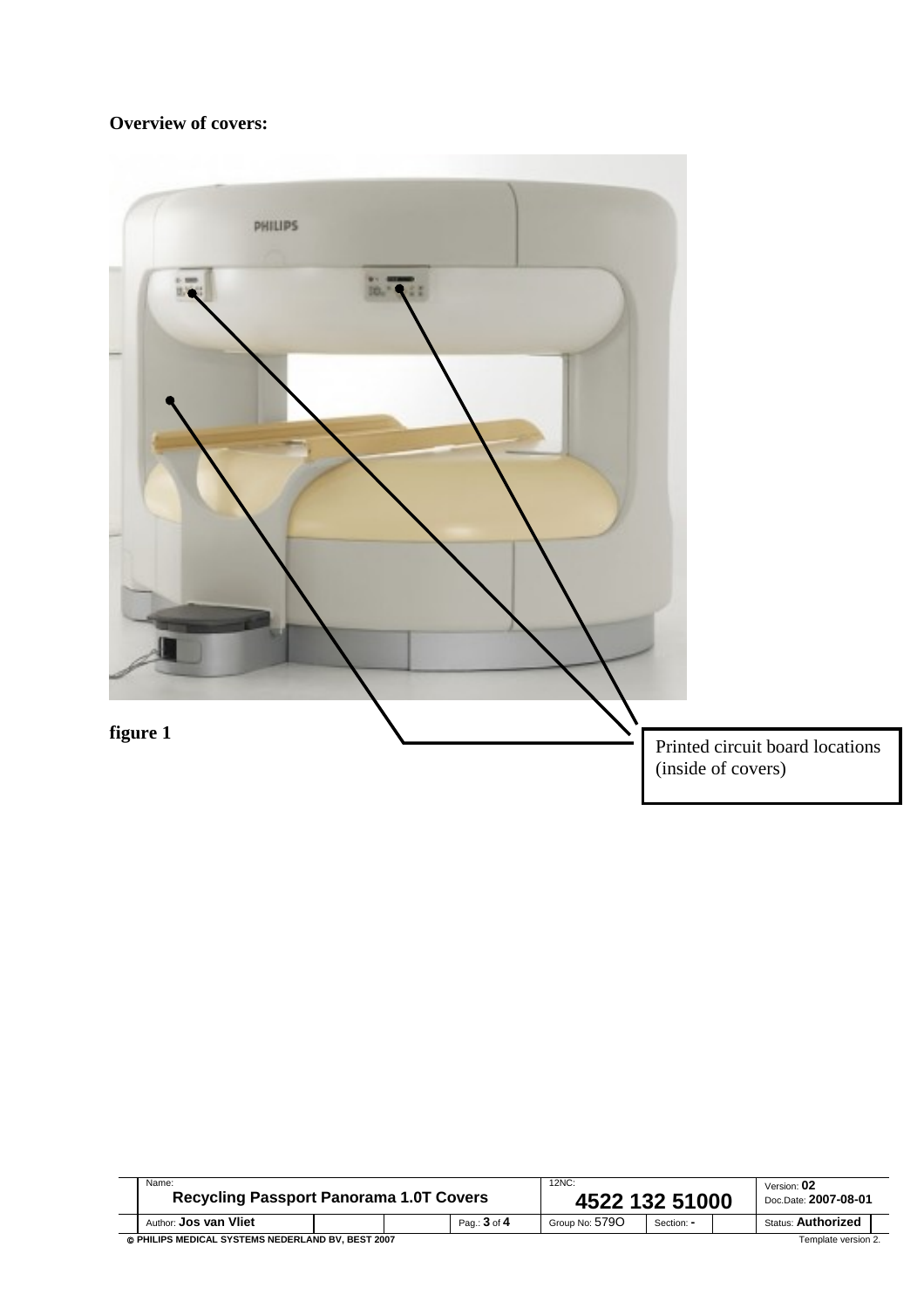**Overview of covers:**

Printed circuit board locations (inside of covers)

figure 1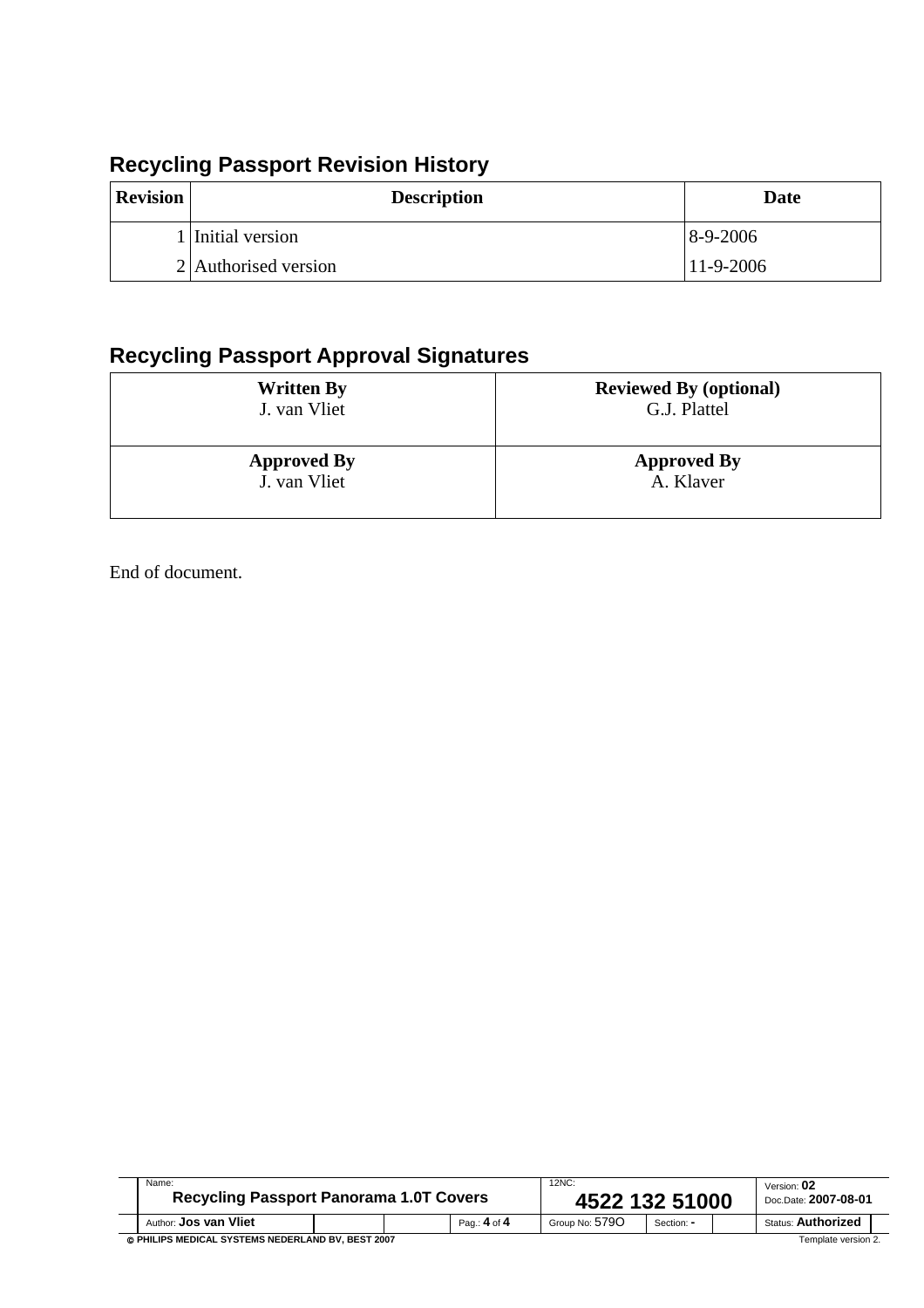## Recycling Passport Revision History

| Revision | Description | Date |
|---|---|---|
| 1 | Initial version | 8-9-2006 |
| 2 | Authorised version | 11-9-2006 |

## Recycling Passport Approval Signatures

| | |
|---|---|
| **Written By**<br>J. van Vliet | **Reviewed By (optional)**<br>G.J. Plattel |
| **Approved By**<br>J. van Vliet | **Approved By**<br>A. Klaver |

End of document.